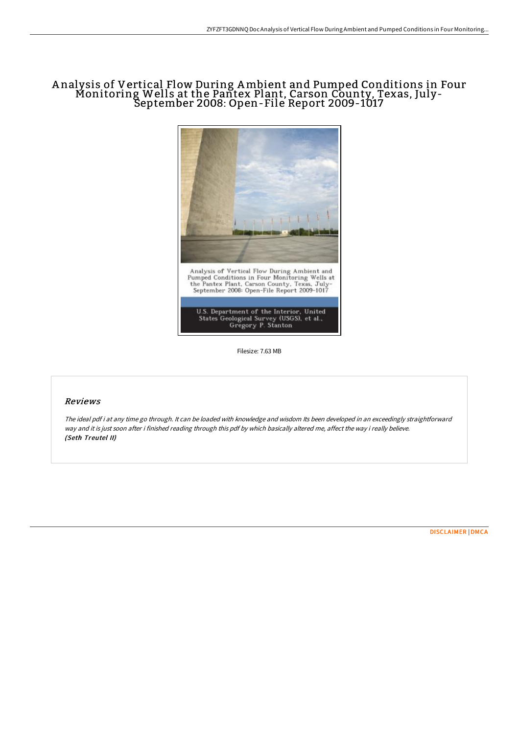# Analysis of Vertical Flow During Ambient and Pumped Conditions in Four Monitoring Wells at the Pantex Plant, Carson County, Texas, July-September 2008: Open-File Report 2009-1017

Analysis of Vertical Flow During Ambient and Pumped Conditions in Four Monitoring Wells at the Pantex Plant, Carson County, Texas, July-September 2008: Open-File Report 2009-1017

U.S. Department of the Interior, United States Geological Survey (USGS), et al., Gregory P. Stanton

Filesize: 7.63 MB

## Reviews

*The ideal pdf i at any time go through. It can be loaded with knowledge and wisdom Its been developed in an exceedingly straightforward way and it is just soon after i finished reading through this pdf by which basically altered me, affect the way i really believe.*
***(Seth Treutel II)***

DISCLAIMER | DMCA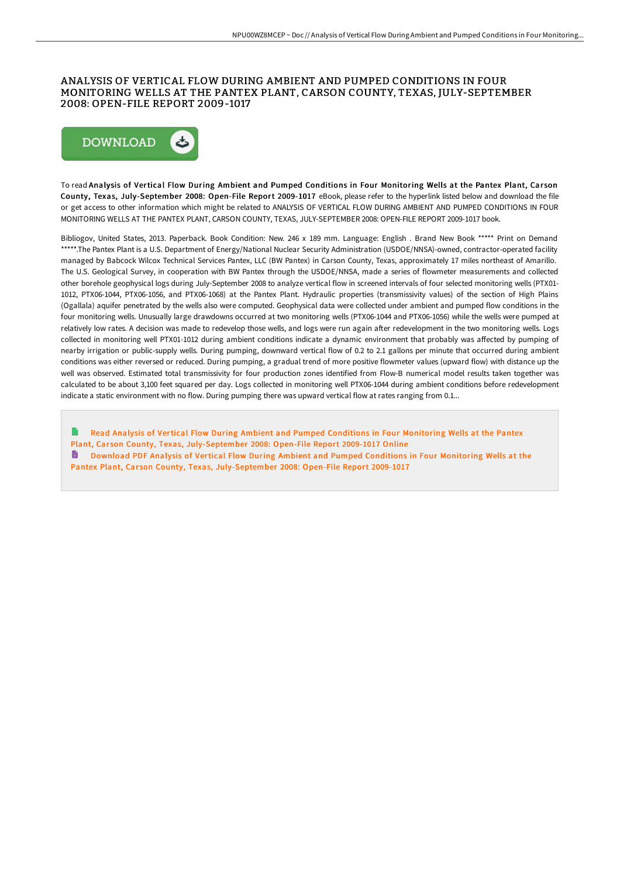# ANALYSIS OF VERTICAL FLOW DURING AMBIENT AND PUMPED CONDITIONS IN FOUR MONITORING WELLS AT THE PANTEX PLANT, CARSON COUNTY, TEXAS, JULY-SEPTEMBER 2008: OPEN-FILE REPORT 2009-1017

To read **Analysis of Vertical Flow During Ambient and Pumped Conditions in Four Monitoring Wells at the Pantex Plant, Carson County, Texas, July-September 2008: Open-File Report 2009-1017** eBook, please refer to the hyperlink listed below and download the file or get access to other information which might be related to ANALYSIS OF VERTICAL FLOW DURING AMBIENT AND PUMPED CONDITIONS IN FOUR MONITORING WELLS AT THE PANTEX PLANT, CARSON COUNTY, TEXAS, JULY-SEPTEMBER 2008: OPEN-FILE REPORT 2009-1017 book.

Bibliogov, United States, 2013. Paperback. Book Condition: New. 246 x 189 mm. Language: English . Brand New Book ***** Print on Demand *****.The Pantex Plant is a U.S. Department of Energy/National Nuclear Security Administration (USDOE/NNSA)-owned, contractor-operated facility managed by Babcock Wilcox Technical Services Pantex, LLC (BW Pantex) in Carson County, Texas, approximately 17 miles northeast of Amarillo. The U.S. Geological Survey, in cooperation with BW Pantex through the USDOE/NNSA, made a series of flowmeter measurements and collected other borehole geophysical logs during July-September 2008 to analyze vertical flow in screened intervals of four selected monitoring wells (PTX01-1012, PTX06-1044, PTX06-1056, and PTX06-1068) at the Pantex Plant. Hydraulic properties (transmissivity values) of the section of High Plains (Ogallala) aquifer penetrated by the wells also were computed. Geophysical data were collected under ambient and pumped flow conditions in the four monitoring wells. Unusually large drawdowns occurred at two monitoring wells (PTX06-1044 and PTX06-1056) while the wells were pumped at relatively low rates. A decision was made to redevelop those wells, and logs were run again after redevelopment in the two monitoring wells. Logs collected in monitoring well PTX01-1012 during ambient conditions indicate a dynamic environment that probably was affected by pumping of nearby irrigation or public-supply wells. During pumping, downward vertical flow of 0.2 to 2.1 gallons per minute that occurred during ambient conditions was either reversed or reduced. During pumping, a gradual trend of more positive flowmeter values (upward flow) with distance up the well was observed. Estimated total transmissivity for four production zones identified from Flow-B numerical model results taken together was calculated to be about 3,100 feet squared per day. Logs collected in monitoring well PTX06-1044 during ambient conditions before redevelopment indicate a static environment with no flow. During pumping there was upward vertical flow at rates ranging from 0.1...

Read Analysis of Vertical Flow During Ambient and Pumped Conditions in Four Monitoring Wells at the Pantex Plant, Carson County, Texas, July-September 2008: Open-File Report 2009-1017 Online

Download PDF Analysis of Vertical Flow During Ambient and Pumped Conditions in Four Monitoring Wells at the Pantex Plant, Carson County, Texas, July-September 2008: Open-File Report 2009-1017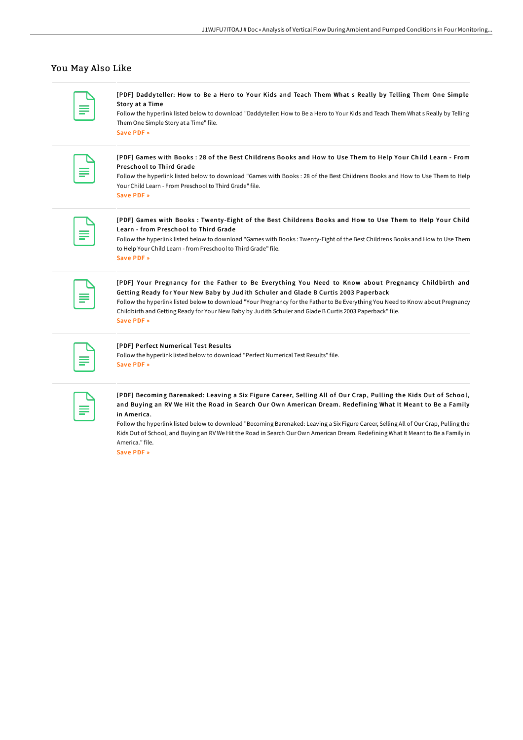## You May Also Like

**[PDF] Daddyteller: How to Be a Hero to Your Kids and Teach Them What s Really by Telling Them One Simple Story at a Time**

Follow the hyperlink listed below to download "Daddyteller: How to Be a Hero to Your Kids and Teach Them What s Really by Telling Them One Simple Story at a Time" file.

Save PDF »

**[PDF] Games with Books : 28 of the Best Childrens Books and How to Use Them to Help Your Child Learn - From Preschool to Third Grade**

Follow the hyperlink listed below to download "Games with Books : 28 of the Best Childrens Books and How to Use Them to Help Your Child Learn - From Preschool to Third Grade" file.

Save PDF »

**[PDF] Games with Books : Twenty-Eight of the Best Childrens Books and How to Use Them to Help Your Child Learn - from Preschool to Third Grade**

Follow the hyperlink listed below to download "Games with Books : Twenty-Eight of the Best Childrens Books and How to Use Them to Help Your Child Learn - from Preschool to Third Grade" file.

Save PDF »

**[PDF] Your Pregnancy for the Father to Be Everything You Need to Know about Pregnancy Childbirth and Getting Ready for Your New Baby by Judith Schuler and Glade B Curtis 2003 Paperback**

Follow the hyperlink listed below to download "Your Pregnancy for the Father to Be Everything You Need to Know about Pregnancy Childbirth and Getting Ready for Your New Baby by Judith Schuler and Glade B Curtis 2003 Paperback" file.

Save PDF »

**[PDF] Perfect Numerical Test Results**

Follow the hyperlink listed below to download "Perfect Numerical Test Results" file.

Save PDF »

**[PDF] Becoming Barenaked: Leaving a Six Figure Career, Selling All of Our Crap, Pulling the Kids Out of School, and Buying an RV We Hit the Road in Search Our Own American Dream. Redefining What It Meant to Be a Family in America.**

Follow the hyperlink listed below to download "Becoming Barenaked: Leaving a Six Figure Career, Selling All of Our Crap, Pulling the Kids Out of School, and Buying an RV We Hit the Road in Search Our Own American Dream. Redefining What It Meant to Be a Family in America." file.

Save PDF »